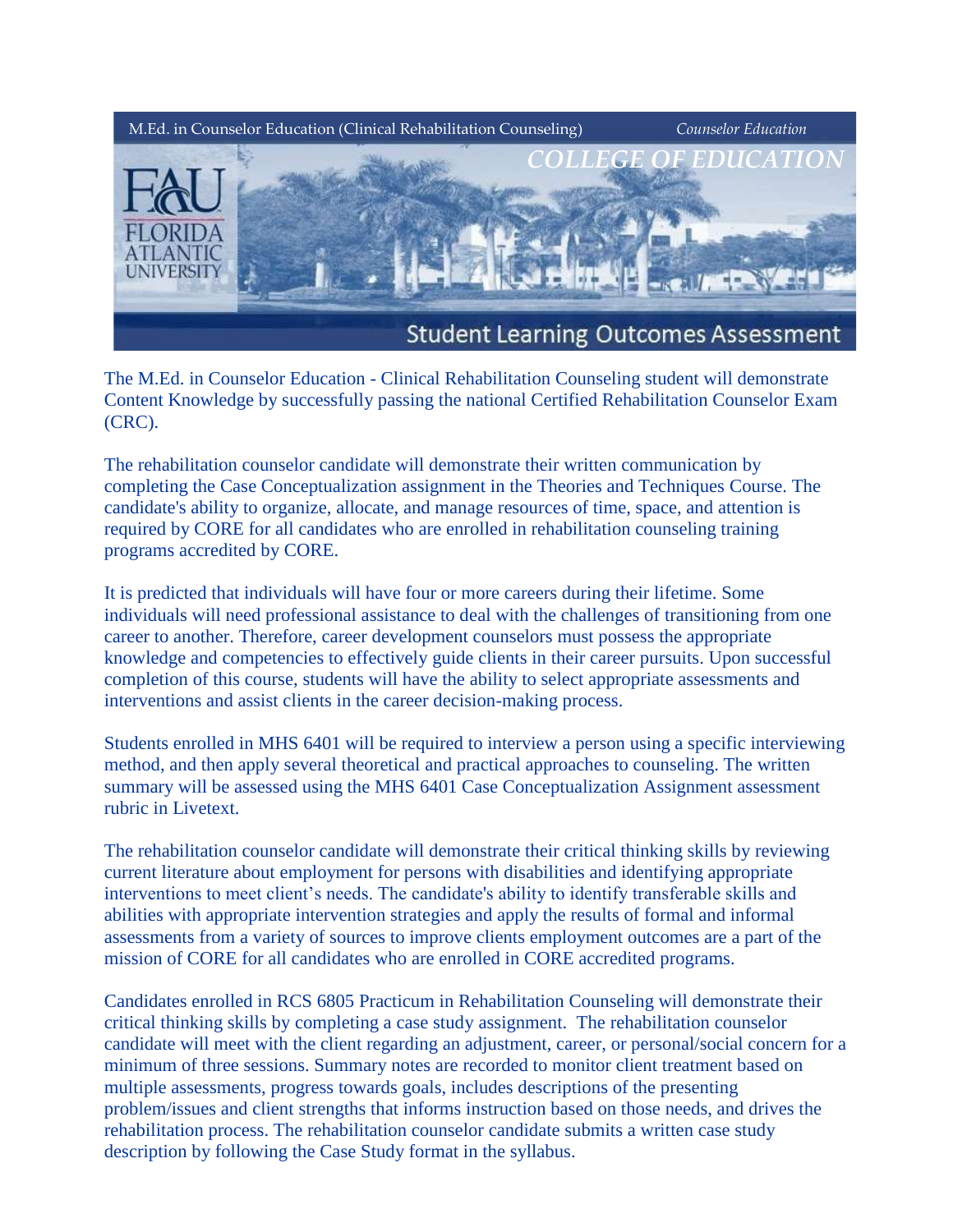M.Ed. in Counselor Education (Clinical Rehabilitation Counseling) *Counselor Education*

*COLLEGE OF EDUCATION*

FAU FLORIDA ATLANTIC UNIVERSITY

# Student Learning Outcomes Assessment

The M.Ed. in Counselor Education - Clinical Rehabilitation Counseling student will demonstrate Content Knowledge by successfully passing the national Certified Rehabilitation Counselor Exam (CRC).

The rehabilitation counselor candidate will demonstrate their written communication by completing the Case Conceptualization assignment in the Theories and Techniques Course. The candidate's ability to organize, allocate, and manage resources of time, space, and attention is required by CORE for all candidates who are enrolled in rehabilitation counseling training programs accredited by CORE.

It is predicted that individuals will have four or more careers during their lifetime. Some individuals will need professional assistance to deal with the challenges of transitioning from one career to another. Therefore, career development counselors must possess the appropriate knowledge and competencies to effectively guide clients in their career pursuits. Upon successful completion of this course, students will have the ability to select appropriate assessments and interventions and assist clients in the career decision-making process.

Students enrolled in MHS 6401 will be required to interview a person using a specific interviewing method, and then apply several theoretical and practical approaches to counseling. The written summary will be assessed using the MHS 6401 Case Conceptualization Assignment assessment rubric in Livetext.

The rehabilitation counselor candidate will demonstrate their critical thinking skills by reviewing current literature about employment for persons with disabilities and identifying appropriate interventions to meet client's needs. The candidate's ability to identify transferable skills and abilities with appropriate intervention strategies and apply the results of formal and informal assessments from a variety of sources to improve clients employment outcomes are a part of the mission of CORE for all candidates who are enrolled in CORE accredited programs.

Candidates enrolled in RCS 6805 Practicum in Rehabilitation Counseling will demonstrate their critical thinking skills by completing a case study assignment. The rehabilitation counselor candidate will meet with the client regarding an adjustment, career, or personal/social concern for a minimum of three sessions. Summary notes are recorded to monitor client treatment based on multiple assessments, progress towards goals, includes descriptions of the presenting problem/issues and client strengths that informs instruction based on those needs, and drives the rehabilitation process. The rehabilitation counselor candidate submits a written case study description by following the Case Study format in the syllabus.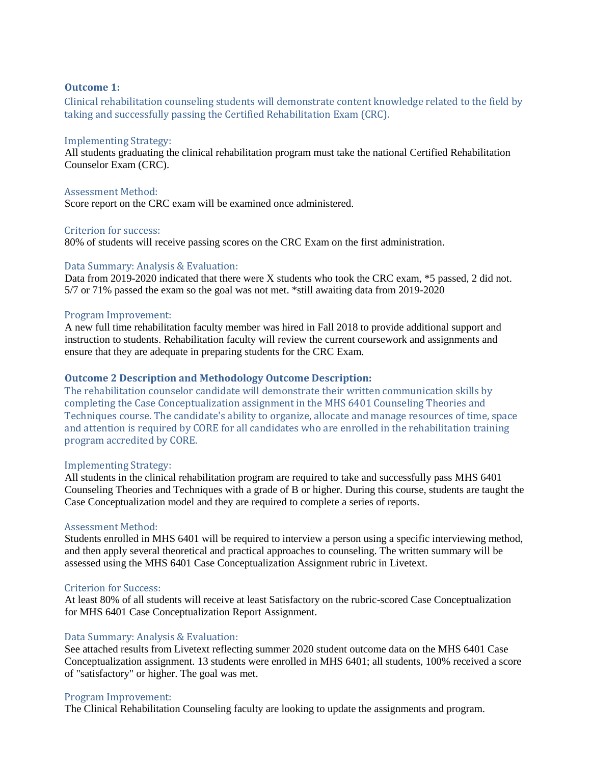**Outcome 1:**

Clinical rehabilitation counseling students will demonstrate content knowledge related to the field by taking and successfully passing the Certified Rehabilitation Exam (CRC).

Implementing Strategy:

All students graduating the clinical rehabilitation program must take the national Certified Rehabilitation Counselor Exam (CRC).

Assessment Method:

Score report on the CRC exam will be examined once administered.

Criterion for success:

80% of students will receive passing scores on the CRC Exam on the first administration.

Data Summary: Analysis & Evaluation:

Data from 2019-2020 indicated that there were X students who took the CRC exam, *5 passed, 2 did not. 5/7 or 71% passed the exam so the goal was not met. *still awaiting data from 2019-2020

Program Improvement:

A new full time rehabilitation faculty member was hired in Fall 2018 to provide additional support and instruction to students. Rehabilitation faculty will review the current coursework and assignments and ensure that they are adequate in preparing students for the CRC Exam.

**Outcome 2 Description and Methodology Outcome Description:**

The rehabilitation counselor candidate will demonstrate their written communication skills by completing the Case Conceptualization assignment in the MHS 6401 Counseling Theories and Techniques course. The candidate's ability to organize, allocate and manage resources of time, space and attention is required by CORE for all candidates who are enrolled in the rehabilitation training program accredited by CORE.

Implementing Strategy:

All students in the clinical rehabilitation program are required to take and successfully pass MHS 6401 Counseling Theories and Techniques with a grade of B or higher. During this course, students are taught the Case Conceptualization model and they are required to complete a series of reports.

Assessment Method:

Students enrolled in MHS 6401 will be required to interview a person using a specific interviewing method, and then apply several theoretical and practical approaches to counseling. The written summary will be assessed using the MHS 6401 Case Conceptualization Assignment rubric in Livetext.

Criterion for Success:

At least 80% of all students will receive at least Satisfactory on the rubric-scored Case Conceptualization for MHS 6401 Case Conceptualization Report Assignment.

Data Summary: Analysis & Evaluation:

See attached results from Livetext reflecting summer 2020 student outcome data on the MHS 6401 Case Conceptualization assignment. 13 students were enrolled in MHS 6401; all students, 100% received a score of "satisfactory" or higher. The goal was met.

Program Improvement:

The Clinical Rehabilitation Counseling faculty are looking to update the assignments and program.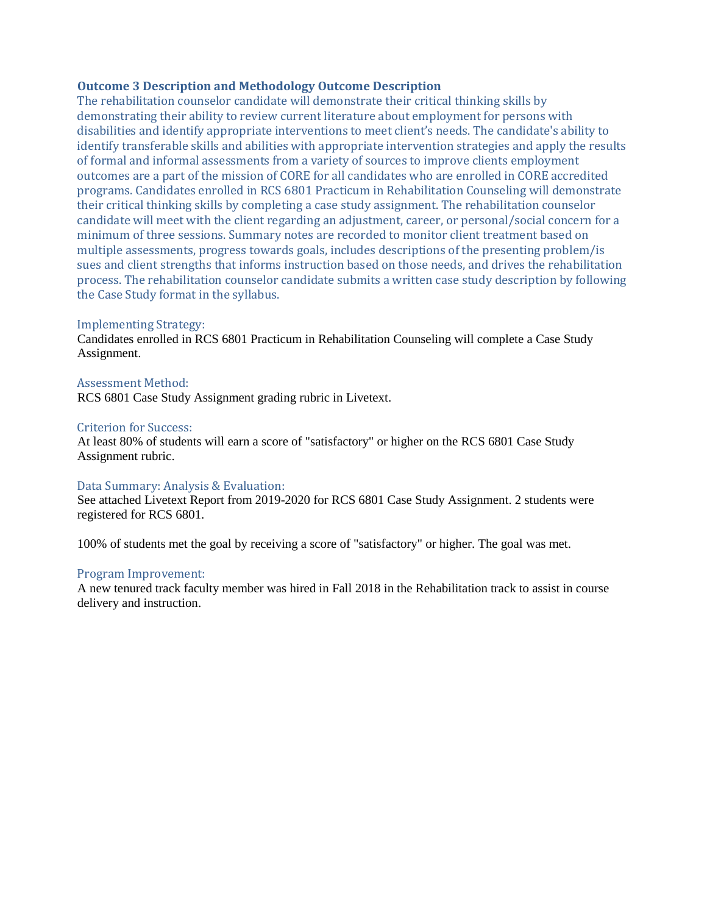### Outcome 3 Description and Methodology Outcome Description

The rehabilitation counselor candidate will demonstrate their critical thinking skills by demonstrating their ability to review current literature about employment for persons with disabilities and identify appropriate interventions to meet client's needs. The candidate's ability to identify transferable skills and abilities with appropriate intervention strategies and apply the results of formal and informal assessments from a variety of sources to improve clients employment outcomes are a part of the mission of CORE for all candidates who are enrolled in CORE accredited programs. Candidates enrolled in RCS 6801 Practicum in Rehabilitation Counseling will demonstrate their critical thinking skills by completing a case study assignment. The rehabilitation counselor candidate will meet with the client regarding an adjustment, career, or personal/social concern for a minimum of three sessions. Summary notes are recorded to monitor client treatment based on multiple assessments, progress towards goals, includes descriptions of the presenting problem/is sues and client strengths that informs instruction based on those needs, and drives the rehabilitation process. The rehabilitation counselor candidate submits a written case study description by following the Case Study format in the syllabus.

Implementing Strategy:

Candidates enrolled in RCS 6801 Practicum in Rehabilitation Counseling will complete a Case Study Assignment.

Assessment Method:

RCS 6801 Case Study Assignment grading rubric in Livetext.

Criterion for Success:

At least 80% of students will earn a score of "satisfactory" or higher on the RCS 6801 Case Study Assignment rubric.

Data Summary: Analysis & Evaluation:

See attached Livetext Report from 2019-2020 for RCS 6801 Case Study Assignment. 2 students were registered for RCS 6801.

100% of students met the goal by receiving a score of "satisfactory" or higher. The goal was met.

Program Improvement:

A new tenured track faculty member was hired in Fall 2018 in the Rehabilitation track to assist in course delivery and instruction.